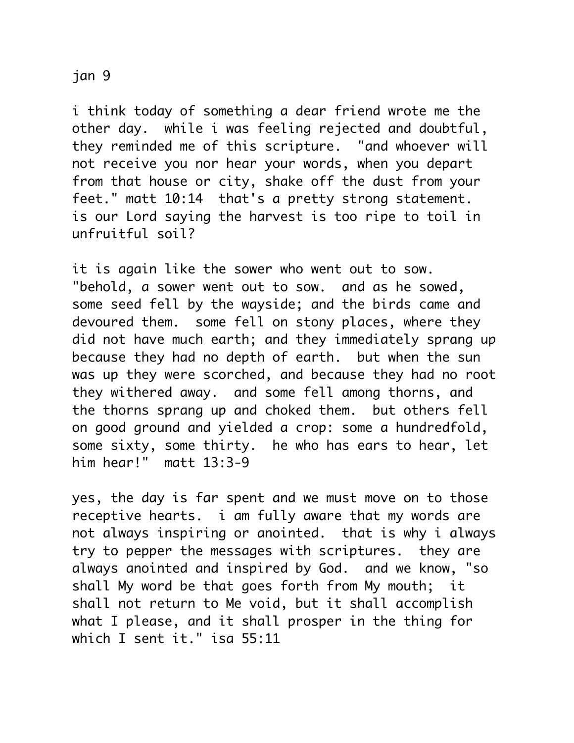jan 9

i think today of something a dear friend wrote me the other day.  while i was feeling rejected and doubtful, they reminded me of this scripture.  "and whoever will not receive you nor hear your words, when you depart from that house or city, shake off the dust from your feet." matt 10:14  that's a pretty strong statement.  is our Lord saying the harvest is too ripe to toil in unfruitful soil?

it is again like the sower who went out to sow.  "behold, a sower went out to sow.  and as he sowed, some seed fell by the wayside; and the birds came and devoured them.  some fell on stony places, where they did not have much earth; and they immediately sprang up because they had no depth of earth.  but when the sun was up they were scorched, and because they had no root they withered away.  and some fell among thorns, and the thorns sprang up and choked them.  but others fell on good ground and yielded a crop: some a hundredfold, some sixty, some thirty.  he who has ears to hear, let him hear!"  matt 13:3-9

yes, the day is far spent and we must move on to those receptive hearts.  i am fully aware that my words are not always inspiring or anointed.  that is why i always try to pepper the messages with scriptures.  they are always anointed and inspired by God.  and we know, "so shall My word be that goes forth from My mouth;  it shall not return to Me void, but it shall accomplish what I please, and it shall prosper in the thing for which I sent it." isa 55:11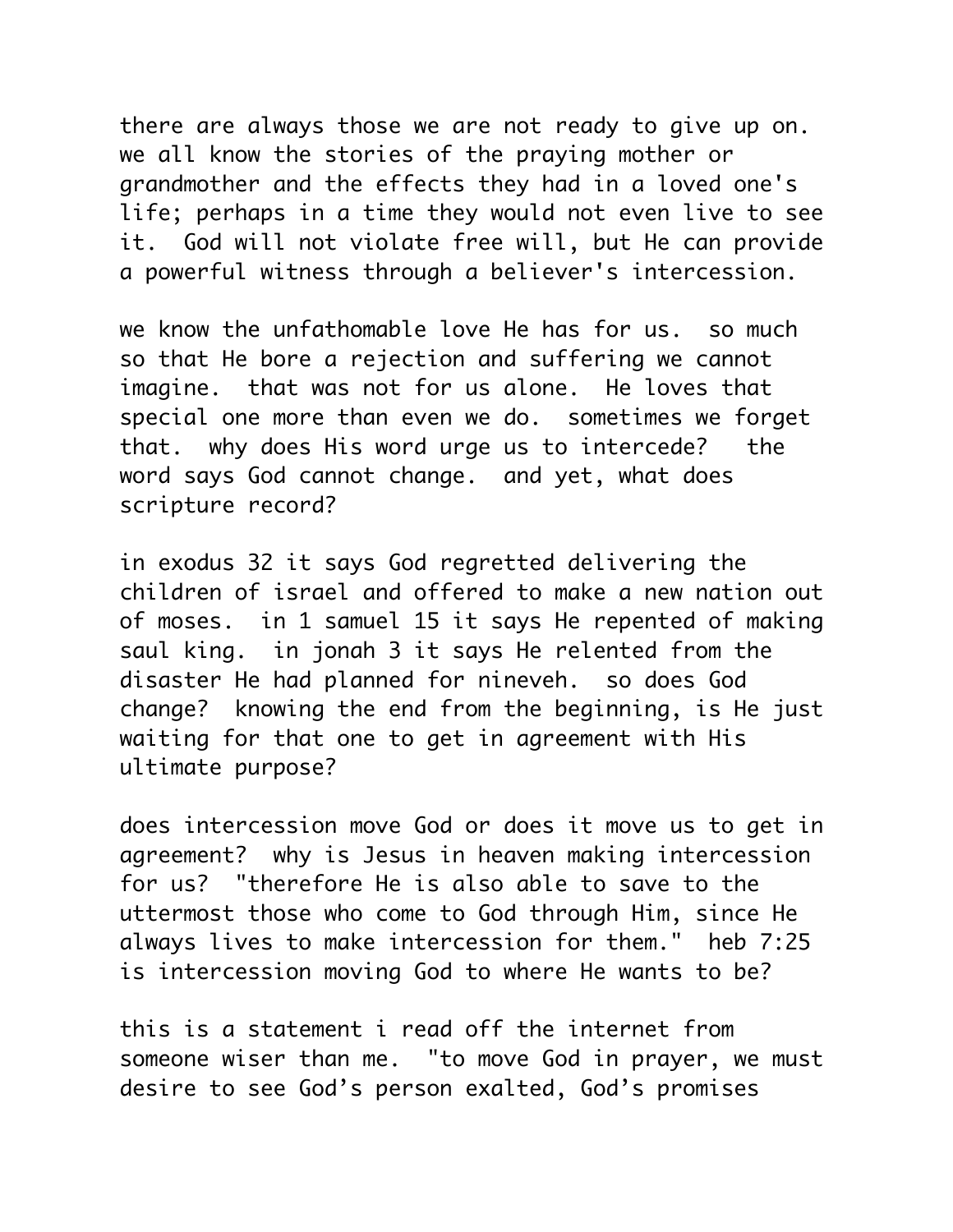there are always those we are not ready to give up on. we all know the stories of the praying mother or grandmother and the effects they had in a loved one's life; perhaps in a time they would not even live to see it.  God will not violate free will, but He can provide a powerful witness through a believer's intercession.

we know the unfathomable love He has for us.  so much so that He bore a rejection and suffering we cannot imagine.  that was not for us alone.  He loves that special one more than even we do.  sometimes we forget that.  why does His word urge us to intercede?   the word says God cannot change.  and yet, what does scripture record?

in exodus 32 it says God regretted delivering the children of israel and offered to make a new nation out of moses.  in 1 samuel 15 it says He repented of making saul king.  in jonah 3 it says He relented from the disaster He had planned for nineveh.  so does God change?  knowing the end from the beginning, is He just waiting for that one to get in agreement with His ultimate purpose?

does intercession move God or does it move us to get in agreement?  why is Jesus in heaven making intercession for us?  "therefore He is also able to save to the uttermost those who come to God through Him, since He always lives to make intercession for them."  heb 7:25 is intercession moving God to where He wants to be?

this is a statement i read off the internet from someone wiser than me.  "to move God in prayer, we must desire to see God's person exalted, God's promises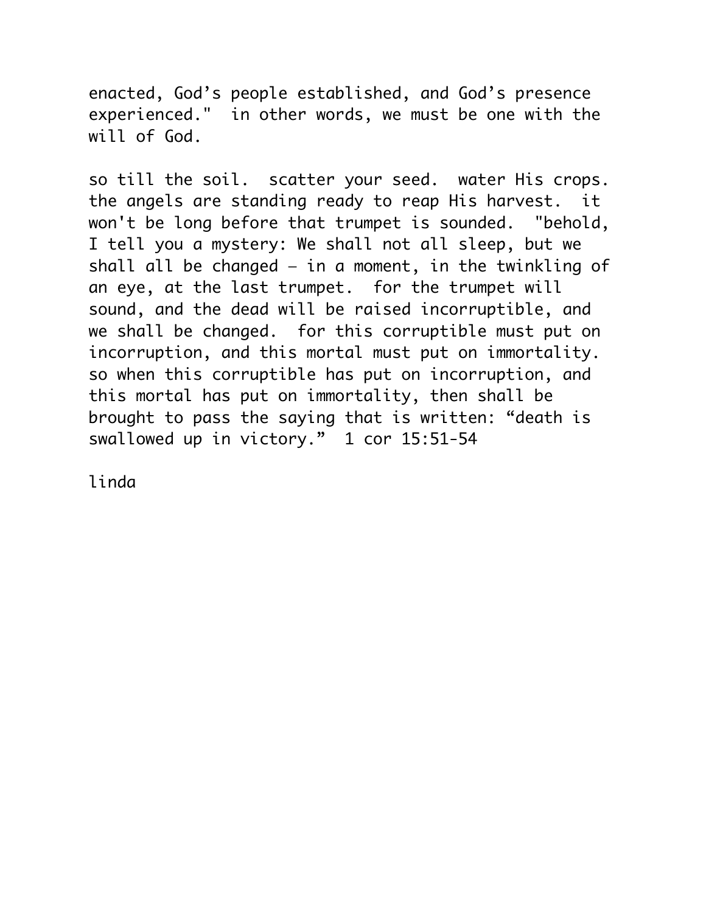enacted, God's people established, and God's presence experienced." in other words, we must be one with the will of God.

so till the soil. scatter your seed. water His crops. the angels are standing ready to reap His harvest. it won't be long before that trumpet is sounded. "behold, I tell you a mystery: We shall not all sleep, but we shall all be changed – in a moment, in the twinkling of an eye, at the last trumpet. for the trumpet will sound, and the dead will be raised incorruptible, and we shall be changed. for this corruptible must put on incorruption, and this mortal must put on immortality. so when this corruptible has put on incorruption, and this mortal has put on immortality, then shall be brought to pass the saying that is written: "death is swallowed up in victory." 1 cor 15:51-54

linda